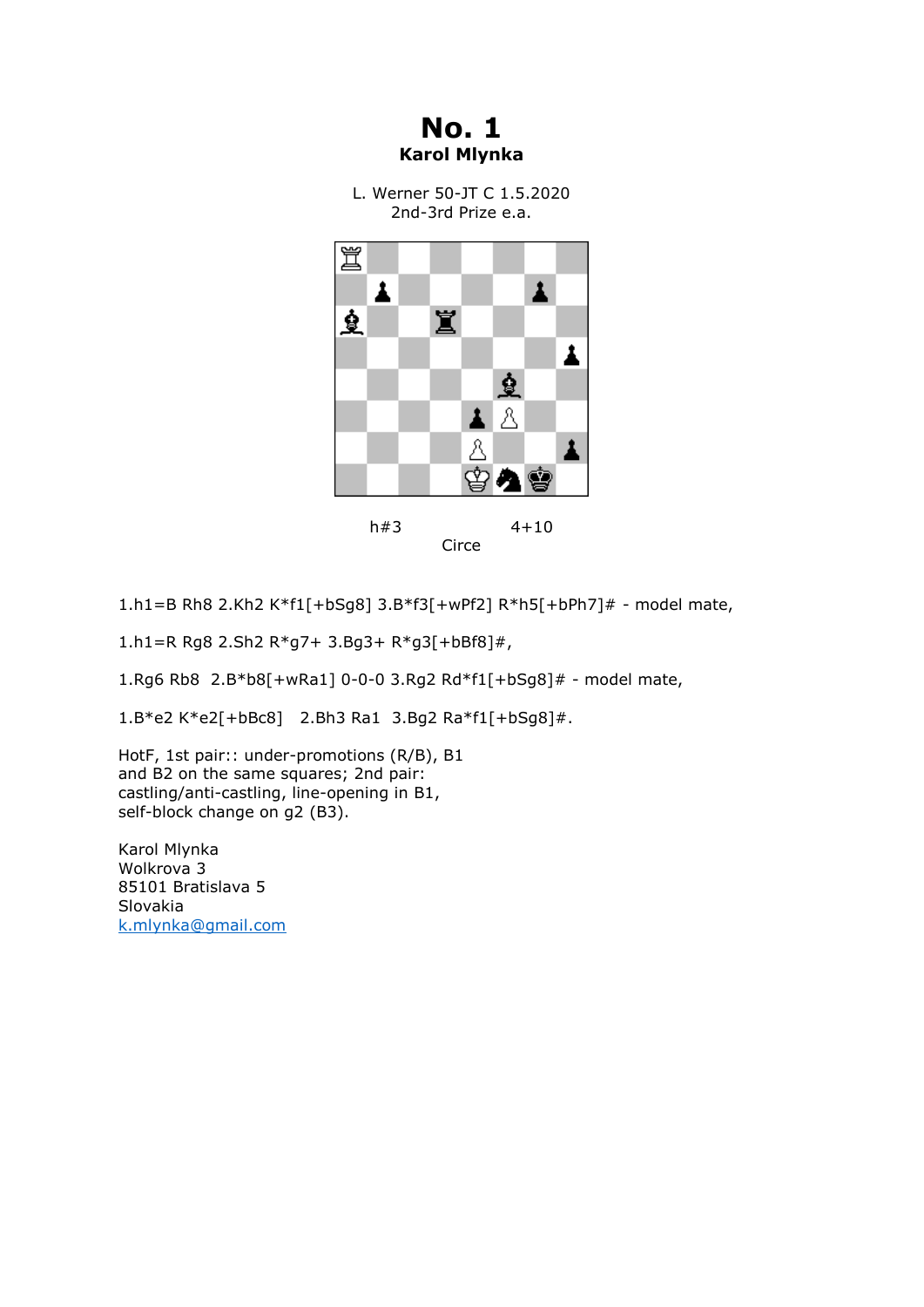# No. 1

**Karol Mlynka**

L. Werner 50-JT C 1.5.2020
2nd-3rd Prize e.a.

h#3 4+10

Circe

1.h1=B Rh8 2.Kh2 K*f1[+bSg8] 3.B*f3[+wPf2] R*h5[+bPh7]# - model mate,

1.h1=R Rg8 2.Sh2 R*g7+ 3.Bg3+ R*g3[+bBf8]#,

1.Rg6 Rb8 2.B*b8[+wRa1] 0-0-0 3.Rg2 Rd*f1[+bSg8]# - model mate,

1.B*e2 K*e2[+bBc8] 2.Bh3 Ra1 3.Bg2 Ra*f1[+bSg8]#.

HotF, 1st pair:: under-promotions (R/B), B1
and B2 on the same squares; 2nd pair:
castling/anti-castling, line-opening in B1,
self-block change on g2 (B3).

Karol Mlynka
Wolkrova 3
85101 Bratislava 5
Slovakia
k.mlynka@gmail.com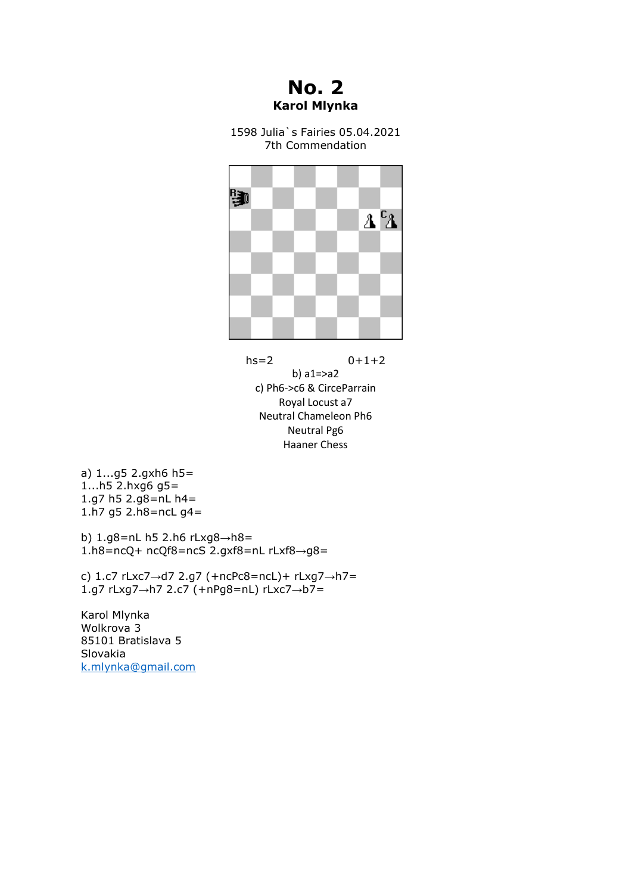# No. 2

**Karol Mlynka**

1598 Julia`s Fairies 05.04.2021

7th Commendation

hs=2 0+1+2

b) a1=>a2

c) Ph6->c6 & CirceParrain

Royal Locust a7

Neutral Chameleon Ph6

Neutral Pg6

Haaner Chess

a) 1...g5 2.gxh6 h5=
1...h5 2.hxg6 g5=
1.g7 h5 2.g8=nL h4=
1.h7 g5 2.h8=ncL g4=

b) 1.g8=nL h5 2.h6 rLxg8→h8=
1.h8=ncQ+ ncQf8=ncS 2.gxf8=nL rLxf8→g8=

c) 1.c7 rLxc7→d7 2.g7 (+ncPc8=ncL)+ rLxg7→h7=
1.g7 rLxg7→h7 2.c7 (+nPg8=nL) rLxc7→b7=

Karol Mlynka
Wolkrova 3
85101 Bratislava 5
Slovakia
k.mlynka@gmail.com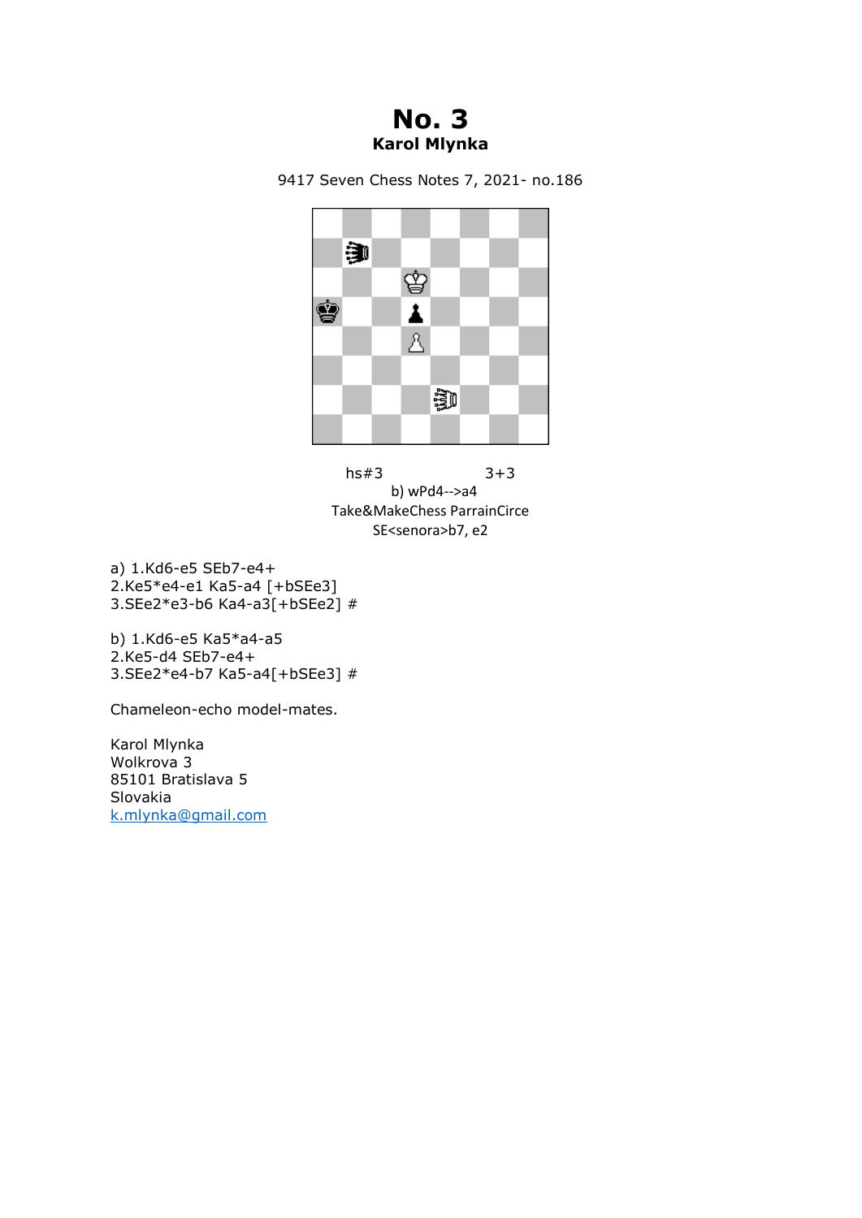# No. 3

**Karol Mlynka**

9417 Seven Chess Notes 7, 2021- no.186

hs#3 3+3

b) wPd4-->a4

Take&MakeChess ParrainCirce

SE<senora>b7, e2

a) 1.Kd6-e5 SEb7-e4+
2.Ke5*e4-e1 Ka5-a4 [+bSEe3]
3.SEe2*e3-b6 Ka4-a3[+bSEe2] #

b) 1.Kd6-e5 Ka5*a4-a5
2.Ke5-d4 SEb7-e4+
3.SEe2*e4-b7 Ka5-a4[+bSEe3] #

Chameleon-echo model-mates.

Karol Mlynka
Wolkrova 3
85101 Bratislava 5
Slovakia
k.mlynka@gmail.com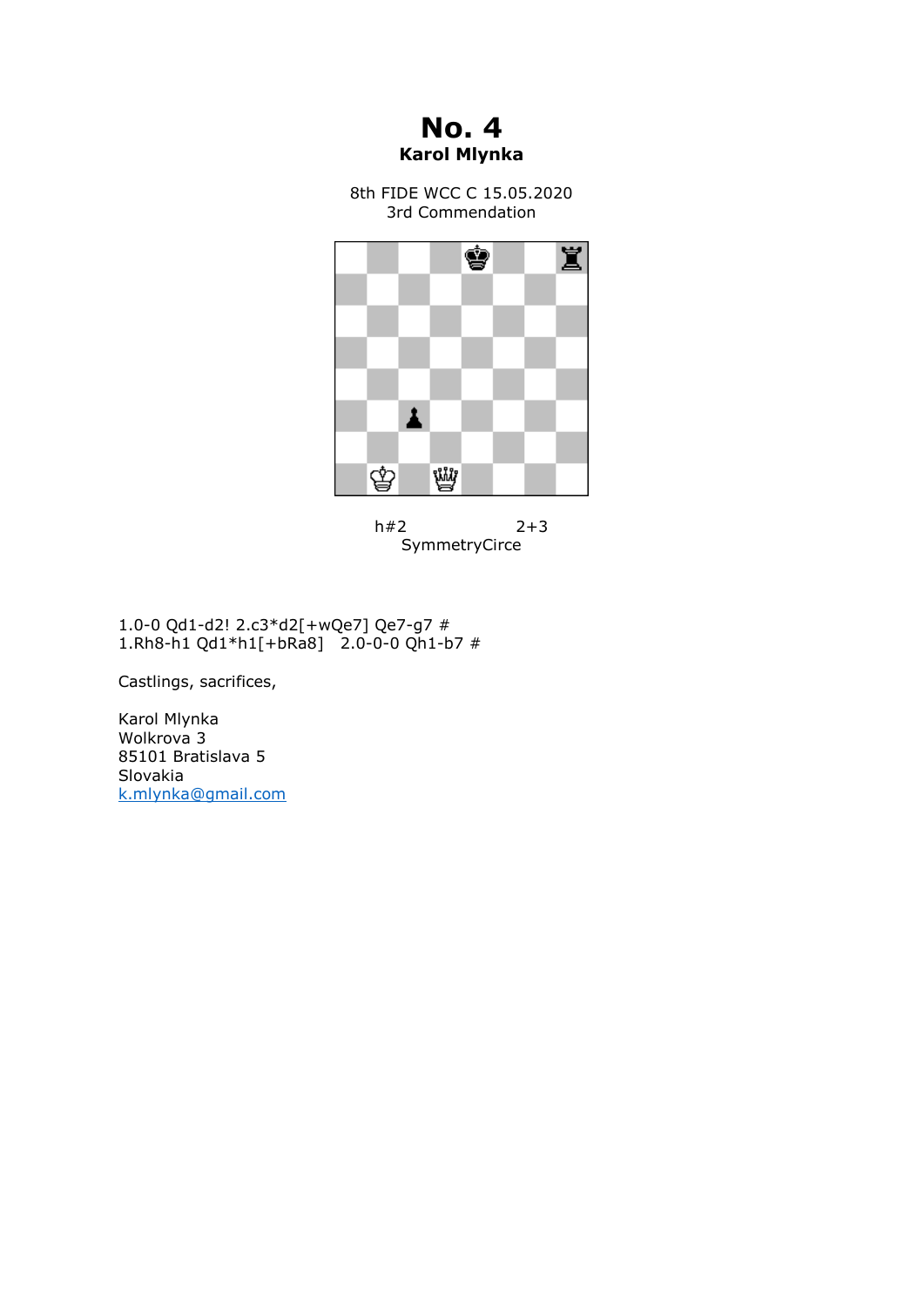# No. 4

**Karol Mlynka**

8th FIDE WCC C 15.05.2020
3rd Commendation

h#2 2+3
SymmetryCirce

1.0-0 Qd1-d2! 2.c3*d2[+wQe7] Qe7-g7 #
1.Rh8-h1 Qd1*h1[+bRa8] 2.0-0-0 Qh1-b7 #

Castlings, sacrifices,

Karol Mlynka
Wolkrova 3
85101 Bratislava 5
Slovakia
k.mlynka@gmail.com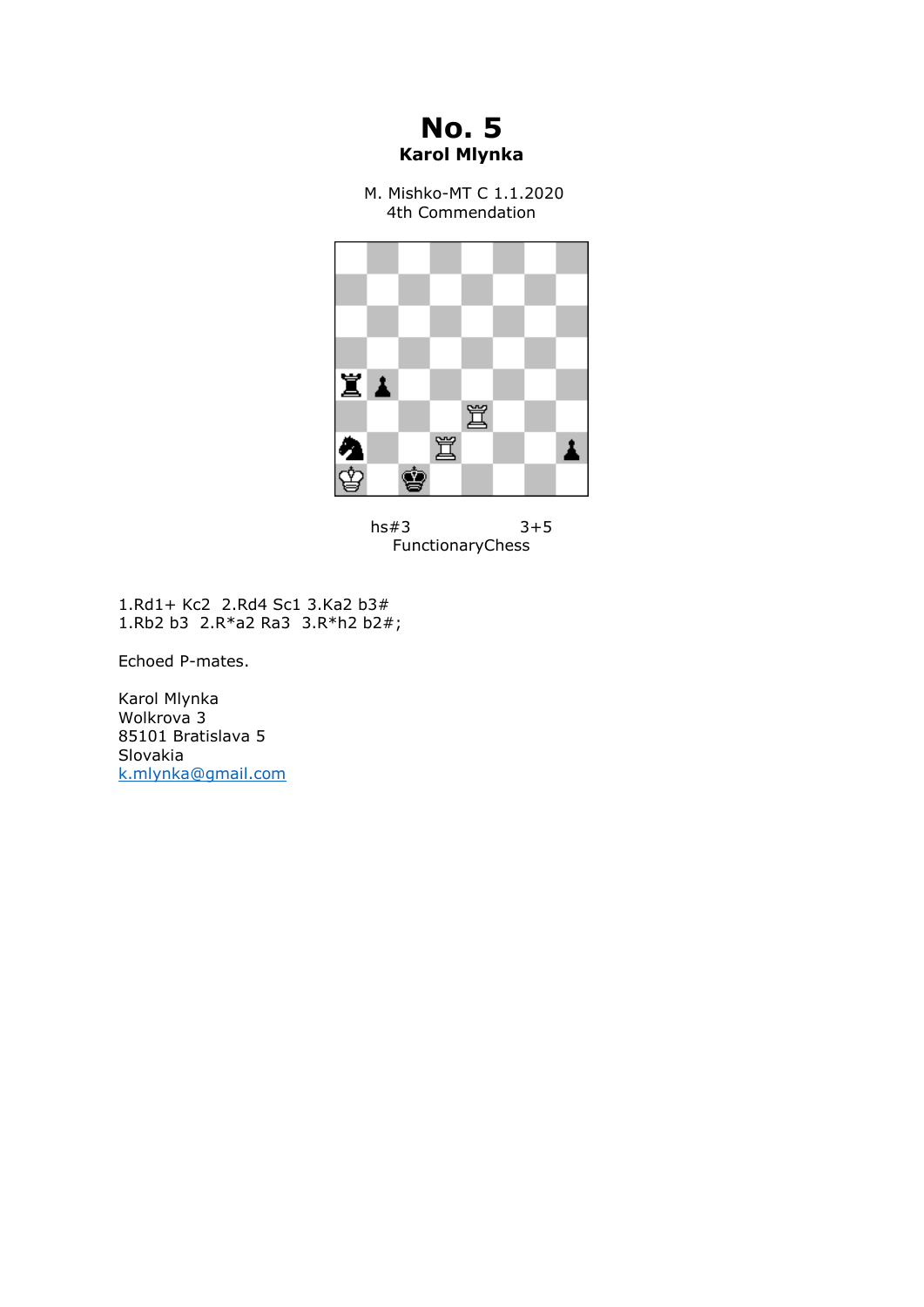# No. 5

**Karol Mlynka**

M. Mishko-MT C 1.1.2020
4th Commendation

hs#3 3+5
FunctionaryChess

1.Rd1+ Kc2 2.Rd4 Sc1 3.Ka2 b3#
1.Rb2 b3 2.R*a2 Ra3 3.R*h2 b2#;

Echoed P-mates.

Karol Mlynka
Wolkrova 3
85101 Bratislava 5
Slovakia
k.mlynka@gmail.com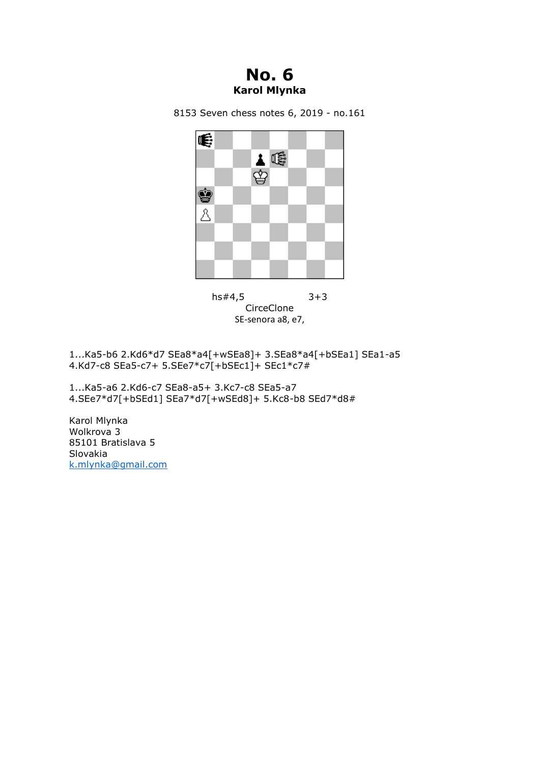# No. 6

**Karol Mlynka**

8153 Seven chess notes 6, 2019 - no.161

hs#4,5 3+3

CirceClone

SE-senora a8, e7,

1...Ka5-b6 2.Kd6*d7 SEa8*a4[+wSEa8]+ 3.SEa8*a4[+bSEa1] SEa1-a5 4.Kd7-c8 SEa5-c7+ 5.SEe7*c7[+bSEc1]+ SEc1*c7#

1...Ka5-a6 2.Kd6-c7 SEa8-a5+ 3.Kc7-c8 SEa5-a7 4.SEe7*d7[+bSEd1] SEa7*d7[+wSEd8]+ 5.Kc8-b8 SEd7*d8#

Karol Mlynka
Wolkrova 3
85101 Bratislava 5
Slovakia
k.mlynka@gmail.com